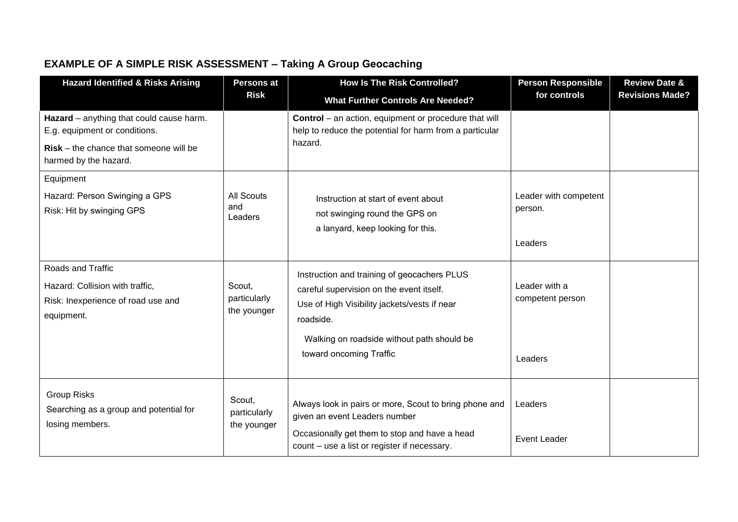## EXAMPLE OF A SIMPLE RISK ASSESSMENT – Taking A Group Geocaching

| Hazard Identified & Risks Arising | Persons at Risk | How Is The Risk Controlled? What Further Controls Are Needed? | Person Responsible for controls | Review Date & Revisions Made? |
|---|---|---|---|---|
| **Hazard** – anything that could cause harm. E.g. equipment or conditions.<br>**Risk** – the chance that someone will be harmed by the hazard. | | **Control** – an action, equipment or procedure that will help to reduce the potential for harm from a particular hazard. | | |
| Equipment<br>Hazard: Person Swinging a GPS<br>Risk: Hit by swinging GPS | All Scouts and Leaders | Instruction at start of event about not swinging round the GPS on a lanyard, keep looking for this. | Leader with competent person.<br><br>Leaders | |
| Roads and Traffic<br>Hazard: Collision with traffic,<br>Risk: Inexperience of road use and equipment. | Scout, particularly the younger | Instruction and training of geocachers PLUS careful supervision on the event itself.<br>Use of High Visibility jackets/vests if near roadside.<br>Walking on roadside without path should be toward oncoming Traffic | Leader with a competent person<br><br>Leaders | |
| Group Risks<br>Searching as a group and potential for losing members. | Scout, particularly the younger | Always look in pairs or more, Scout to bring phone and given an event Leaders number<br>Occasionally get them to stop and have a head count – use a list or register if necessary. | Leaders<br><br>Event Leader | |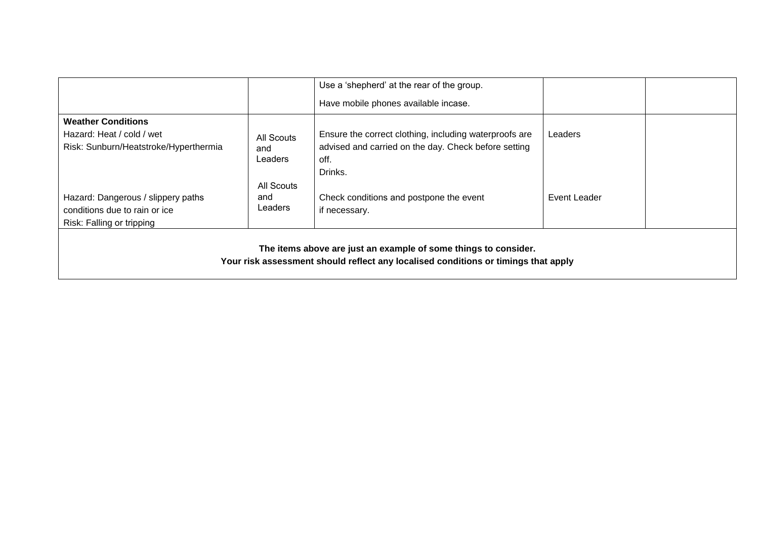| | | | | |
|---|---|---|---|---|
| | | Use a 'shepherd' at the rear of the group.<br><br>Have mobile phones available incase. | | |
| **Weather Conditions**<br>Hazard: Heat / cold / wet<br>Risk: Sunburn/Heatstroke/Hyperthermia<br><br>Hazard: Dangerous / slippery paths conditions due to rain or ice<br>Risk: Falling or tripping | All Scouts and Leaders<br><br>All Scouts and Leaders | Ensure the correct clothing, including waterproofs are advised and carried on the day. Check before setting off.<br>Drinks.<br><br>Check conditions and postpone the event if necessary. | Leaders<br><br>Event Leader | |

**The items above are just an example of some things to consider.**
**Your risk assessment should reflect any localised conditions or timings that apply**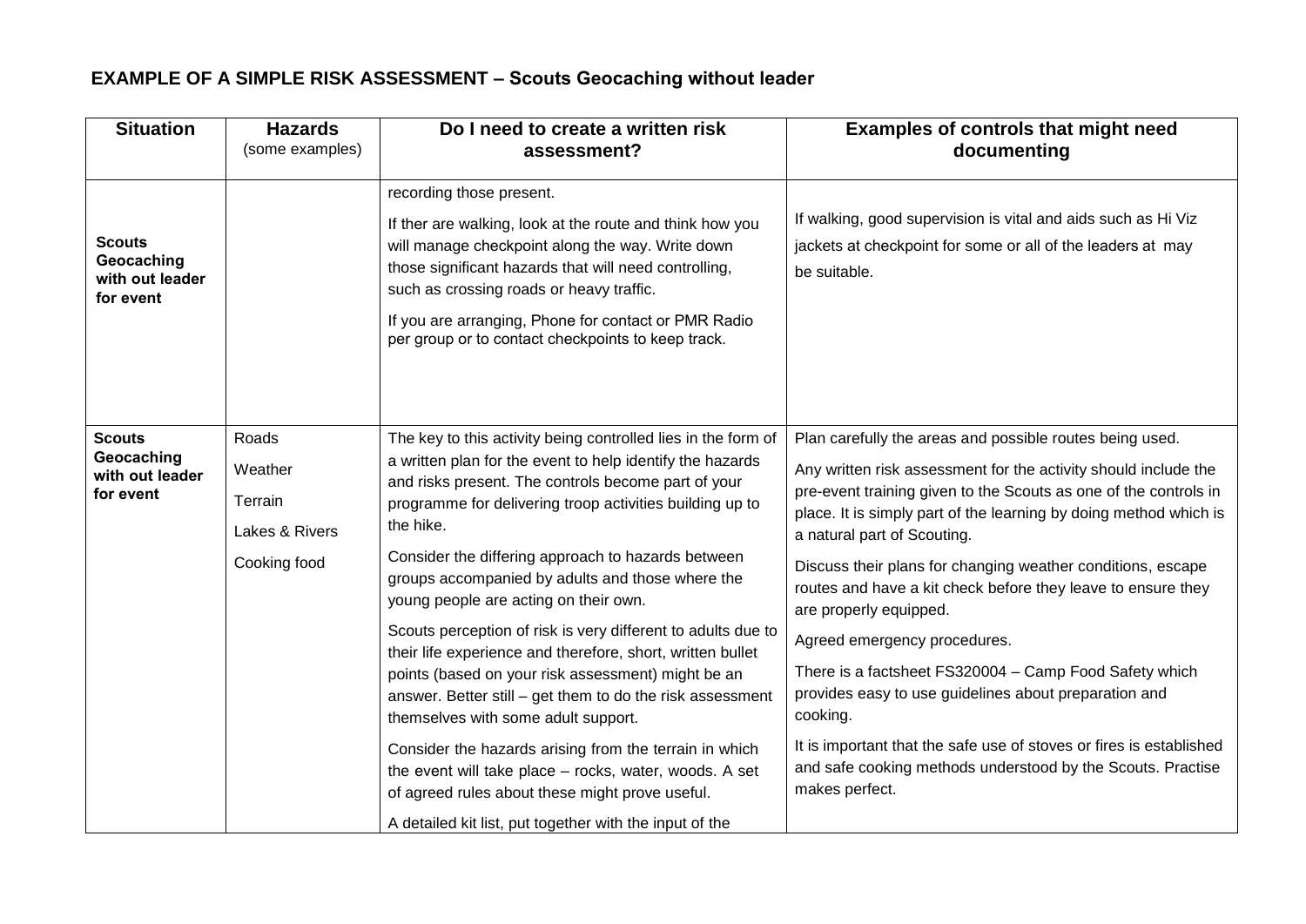**EXAMPLE OF A SIMPLE RISK ASSESSMENT – Scouts Geocaching without leader**

| Situation | Hazards (some examples) | Do I need to create a written risk assessment? | Examples of controls that might need documenting |
|---|---|---|---|
| **Scouts Geocaching with out leader for event** | | recording those present.<br><br>If ther are walking, look at the route and think how you will manage checkpoint along the way. Write down those significant hazards that will need controlling, such as crossing roads or heavy traffic.<br><br>If you are arranging, Phone for contact or PMR Radio per group or to contact checkpoints to keep track. | If walking, good supervision is vital and aids such as Hi Viz jackets at checkpoint for some or all of the leaders at may be suitable. |
| **Scouts Geocaching with out leader for event** | Roads<br><br>Weather<br><br>Terrain<br><br>Lakes & Rivers<br><br>Cooking food | The key to this activity being controlled lies in the form of a written plan for the event to help identify the hazards and risks present. The controls become part of your programme for delivering troop activities building up to the hike.<br><br>Consider the differing approach to hazards between groups accompanied by adults and those where the young people are acting on their own.<br><br>Scouts perception of risk is very different to adults due to their life experience and therefore, short, written bullet points (based on your risk assessment) might be an answer. Better still – get them to do the risk assessment themselves with some adult support.<br><br>Consider the hazards arising from the terrain in which the event will take place – rocks, water, woods. A set of agreed rules about these might prove useful.<br><br>A detailed kit list, put together with the input of the | Plan carefully the areas and possible routes being used.<br><br>Any written risk assessment for the activity should include the pre-event training given to the Scouts as one of the controls in place. It is simply part of the learning by doing method which is a natural part of Scouting.<br><br>Discuss their plans for changing weather conditions, escape routes and have a kit check before they leave to ensure they are properly equipped.<br><br>Agreed emergency procedures.<br><br>There is a factsheet FS320004 – Camp Food Safety which provides easy to use guidelines about preparation and cooking.<br><br>It is important that the safe use of stoves or fires is established and safe cooking methods understood by the Scouts. Practise makes perfect. |